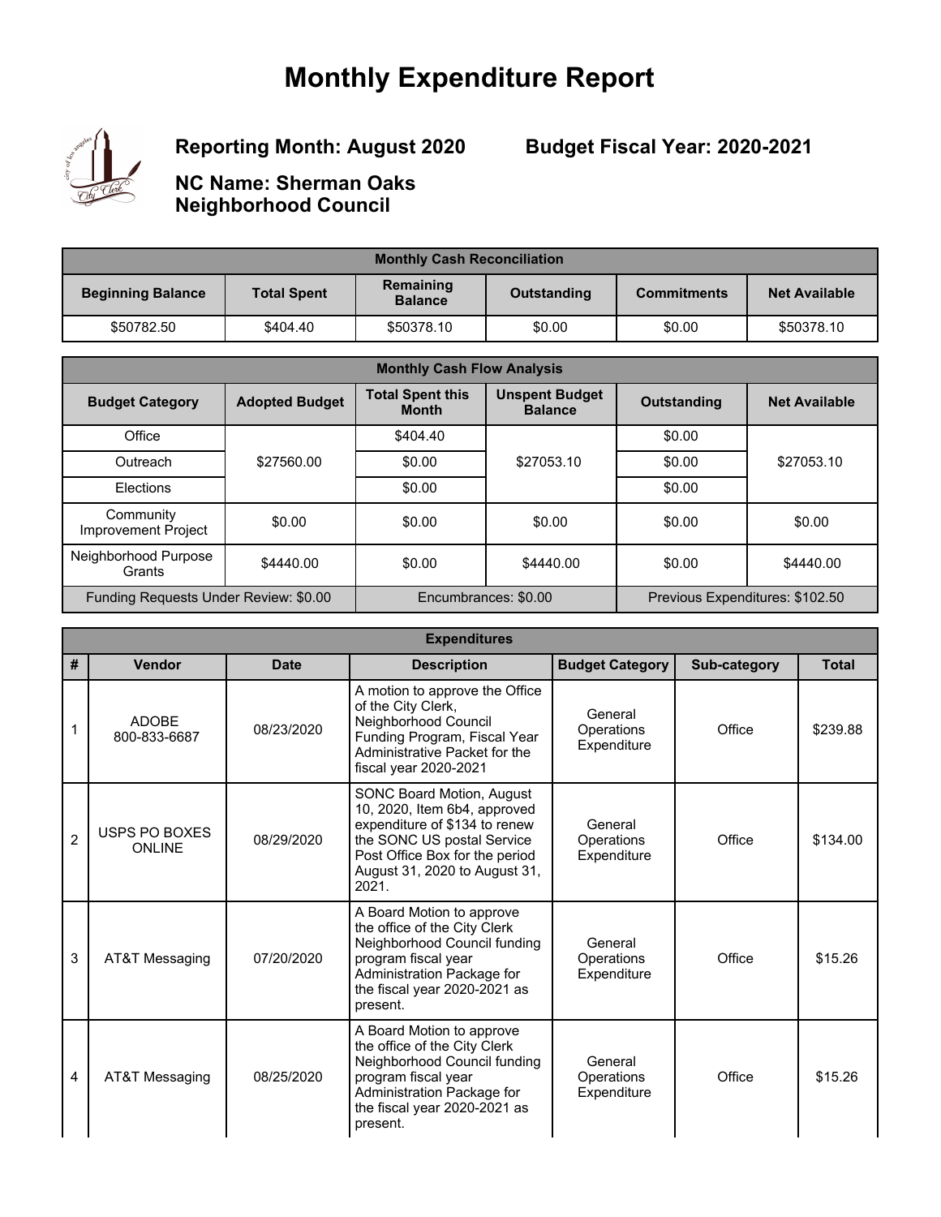# Monthly Expenditure Report

**Reporting Month: August 2020** **Budget Fiscal Year: 2020-2021**

**NC Name: Sherman Oaks Neighborhood Council**

| Monthly Cash Reconciliation | | | | | |
|---|---|---|---|---|---|
| **Beginning Balance** | **Total Spent** | **Remaining Balance** | **Outstanding** | **Commitments** | **Net Available** |
| $50782.50 | $404.40 | $50378.10 | $0.00 | $0.00 | $50378.10 |

| Monthly Cash Flow Analysis | | | | | |
|---|---|---|---|---|---|
| **Budget Category** | **Adopted Budget** | **Total Spent this Month** | **Unspent Budget Balance** | **Outstanding** | **Net Available** |
| Office | $27560.00 | $404.40 | $27053.10 | $0.00 | $27053.10 |
| Outreach | | $0.00 | | $0.00 | |
| Elections | | $0.00 | | $0.00 | |
| Community Improvement Project | $0.00 | $0.00 | $0.00 | $0.00 | $0.00 |
| Neighborhood Purpose Grants | $4440.00 | $0.00 | $4440.00 | $0.00 | $4440.00 |
| Funding Requests Under Review: $0.00 | | Encumbrances: $0.00 | | Previous Expenditures: $102.50 | |

| Expenditures | | | | | | |
|---|---|---|---|---|---|---|
| **#** | **Vendor** | **Date** | **Description** | **Budget Category** | **Sub-category** | **Total** |
| 1 | ADOBE 800-833-6687 | 08/23/2020 | A motion to approve the Office of the City Clerk, Neighborhood Council Funding Program, Fiscal Year Administrative Packet for the fiscal year 2020-2021 | General Operations Expenditure | Office | $239.88 |
| 2 | USPS PO BOXES ONLINE | 08/29/2020 | SONC Board Motion, August 10, 2020, Item 6b4, approved expenditure of $134 to renew the SONC US postal Service Post Office Box for the period August 31, 2020 to August 31, 2021. | General Operations Expenditure | Office | $134.00 |
| 3 | AT&T Messaging | 07/20/2020 | A Board Motion to approve the office of the City Clerk Neighborhood Council funding program fiscal year Administration Package for the fiscal year 2020-2021 as present. | General Operations Expenditure | Office | $15.26 |
| 4 | AT&T Messaging | 08/25/2020 | A Board Motion to approve the office of the City Clerk Neighborhood Council funding program fiscal year Administration Package for the fiscal year 2020-2021 as present. | General Operations Expenditure | Office | $15.26 |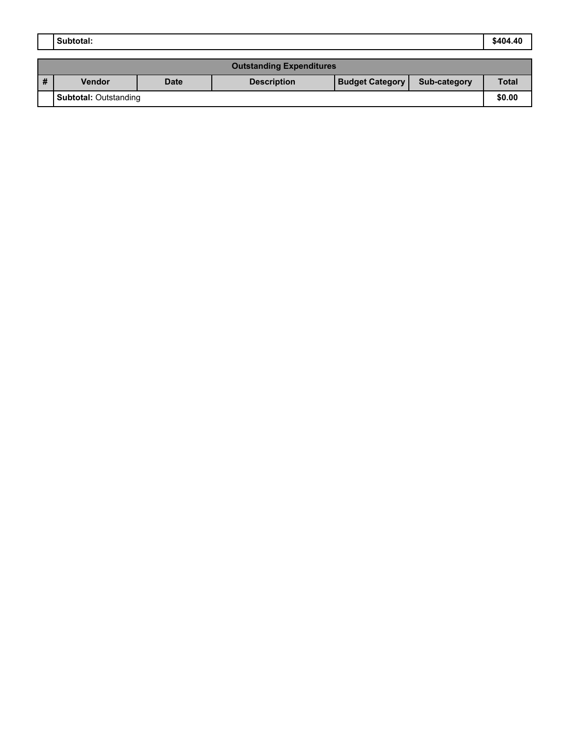| | Subtotal: | $404.40 |
|---|---|---|

| Outstanding Expenditures | | | | | | |
|---|---|---|---|---|---|---|
| # | Vendor | Date | Description | Budget Category | Sub-category | Total |
| | **Subtotal:** Outstanding | | | | | **$0.00** |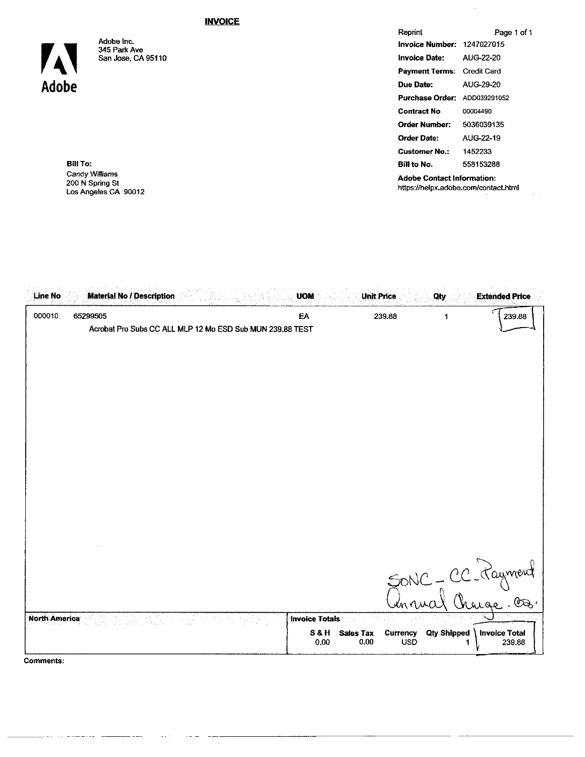# INVOICE

Adobe

Adobe Inc.
345 Park Ave
San Jose, CA 95110

| | |
|---|---|
| Reprint | Page 1 of 1 |
| **Invoice Number:** | 1247027015 |
| **Invoice Date:** | AUG-22-20 |
| **Payment Terms:** | Credit Card |
| **Due Date:** | AUG-29-20 |
| **Purchase Order:** | ADD039291052 |
| **Contract No** | 00004490 |
| **Order Number:** | 5036039135 |
| **Order Date:** | AUG-22-19 |
| **Customer No.:** | 1452233 |
| **Bill to No.** | 558153288 |

**Adobe Contact Information:**
https://helpx.adobe.com/contact.html

**Bill To:**
Candy Williams
200 N Spring St
Los Angeles CA 90012

| Line No | Material No / Description | UOM | Unit Price | Qty | Extended Price |
|---|---|---|---|---|---|
| 000010 | 65299505<br>Acrobat Pro Subs CC ALL MLP 12 Mo ESD Sub MUN 239.88 TEST | EA | 239.88 | 1 | 239.88 |

SONC - CC Payment
Annual Charge. CB.

**North America**

| **Invoice Totals** | | | | |
|---|---|---|---|---|
| **S & H** | **Sales Tax** | **Currency** | **Qty Shipped** | **Invoice Total** |
| 0.00 | 0.00 | USD | 1 | 239.88 |

**Comments:**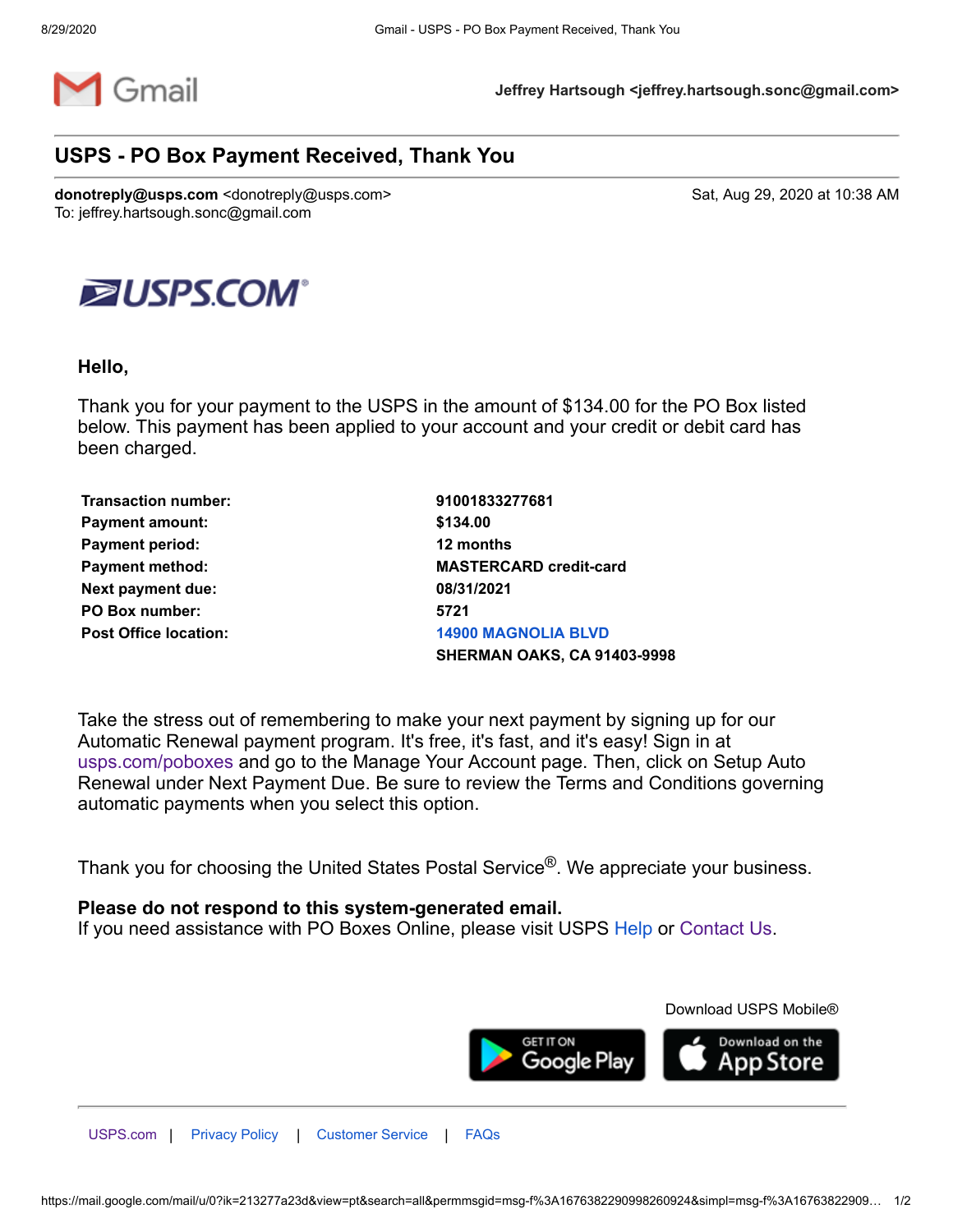Jeffrey Hartsough <jeffrey.hartsough.sonc@gmail.com>

# USPS - PO Box Payment Received, Thank You

**donotreply@usps.com** <donotreply@usps.com>
To: jeffrey.hartsough.sonc@gmail.com

Sat, Aug 29, 2020 at 10:38 AM

USPS.COM®

**Hello,**

Thank you for your payment to the USPS in the amount of $134.00 for the PO Box listed below. This payment has been applied to your account and your credit or debit card has been charged.

| | |
|---|---|
| **Transaction number:** | **91001833277681** |
| **Payment amount:** | **$134.00** |
| **Payment period:** | **12 months** |
| **Payment method:** | **MASTERCARD credit-card** |
| **Next payment due:** | **08/31/2021** |
| **PO Box number:** | **5721** |
| **Post Office location:** | **14900 MAGNOLIA BLVD** |
| | **SHERMAN OAKS, CA 91403-9998** |

Take the stress out of remembering to make your next payment by signing up for our Automatic Renewal payment program. It's free, it's fast, and it's easy! Sign in at usps.com/poboxes and go to the Manage Your Account page. Then, click on Setup Auto Renewal under Next Payment Due. Be sure to review the Terms and Conditions governing automatic payments when you select this option.

Thank you for choosing the United States Postal Service®. We appreciate your business.

**Please do not respond to this system-generated email.**
If you need assistance with PO Boxes Online, please visit USPS Help or Contact Us.

Download USPS Mobile®

GET IT ON Google Play | Download on the App Store

USPS.com | Privacy Policy | Customer Service | FAQs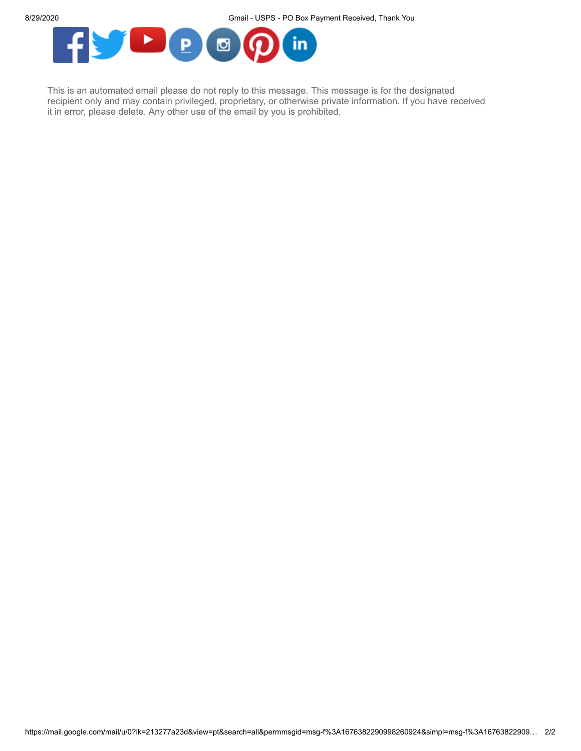This is an automated email please do not reply to this message. This message is for the designated recipient only and may contain privileged, proprietary, or otherwise private information. If you have received it in error, please delete. Any other use of the email by you is prohibited.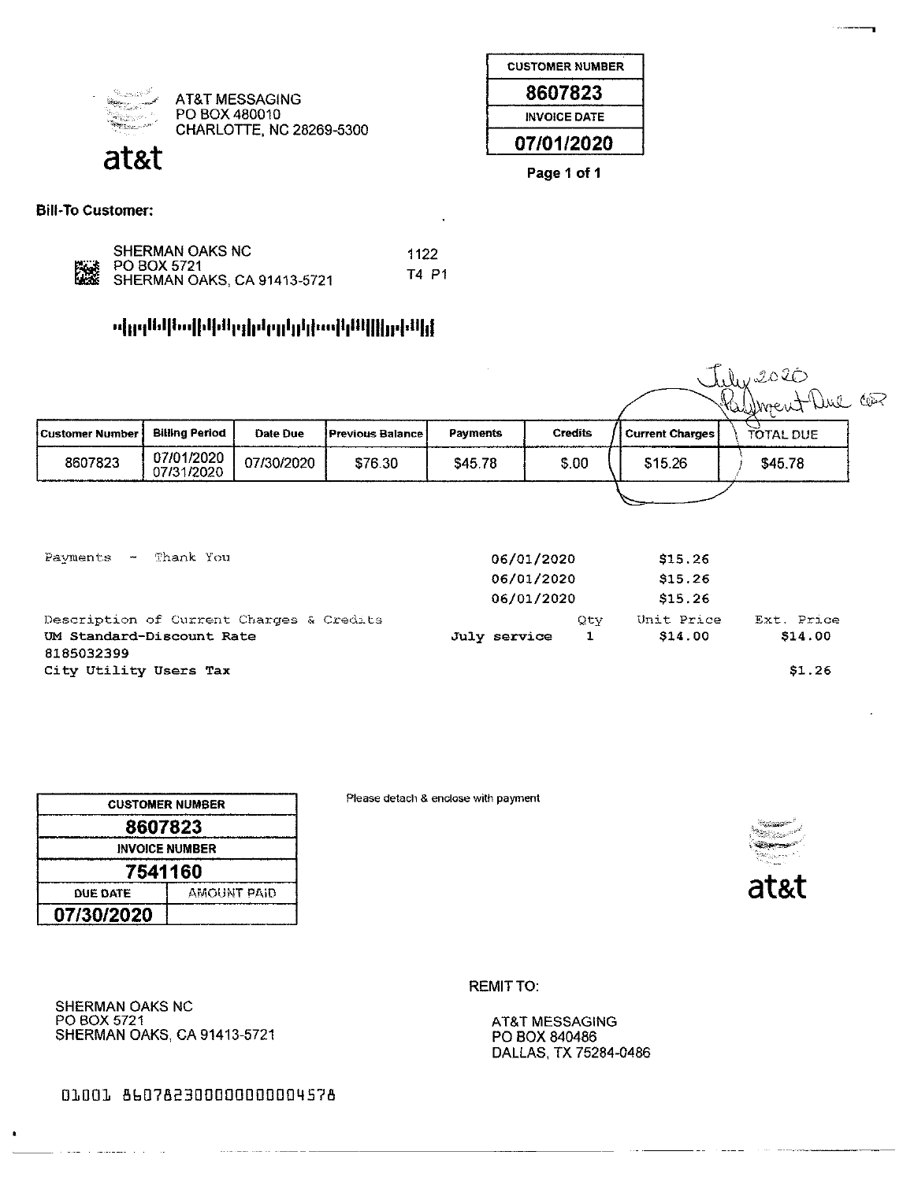AT&T MESSAGING
PO BOX 480010
CHARLOTTE, NC 28269-5300

at&t

| CUSTOMER NUMBER |
| --- |
| 8607823 |
| INVOICE DATE |
| 07/01/2020 |

Page 1 of 1

**Bill-To Customer:**

SHERMAN OAKS NC
PO BOX 5721
SHERMAN OAKS, CA 91413-5721

1122
T4 P1

July 2020
Payment Due

| Customer Number | Billing Period | Date Due | Previous Balance | Payments | Credits | Current Charges | TOTAL DUE |
| --- | --- | --- | --- | --- | --- | --- | --- |
| 8607823 | 07/01/2020 07/31/2020 | 07/30/2020 | $76.30 | $45.78 | $.00 | $15.26 | $45.78 |

| | | | | |
| --- | --- | --- | --- | --- |
| Payments - Thank You | 06/01/2020 | | $15.26 | |
| | 06/01/2020 | | $15.26 | |
| | 06/01/2020 | | $15.26 | |
| Description of Current Charges & Credits | | Qty | Unit Price | Ext. Price |
| UM Standard-Discount Rate | July service | 1 | $14.00 | $14.00 |
| 8185032399 | | | | |
| City Utility Users Tax | | | | $1.26 |

| CUSTOMER NUMBER | |
| --- | --- |
| 8607823 | |
| INVOICE NUMBER | |
| 7541160 | |
| DUE DATE | AMOUNT PAID |
| 07/30/2020 | |

Please detach & enclose with payment

at&t

SHERMAN OAKS NC
PO BOX 5721
SHERMAN OAKS, CA 91413-5721

REMIT TO:

AT&T MESSAGING
PO BOX 840486
DALLAS, TX 75284-0486

01001 8607823000000000004578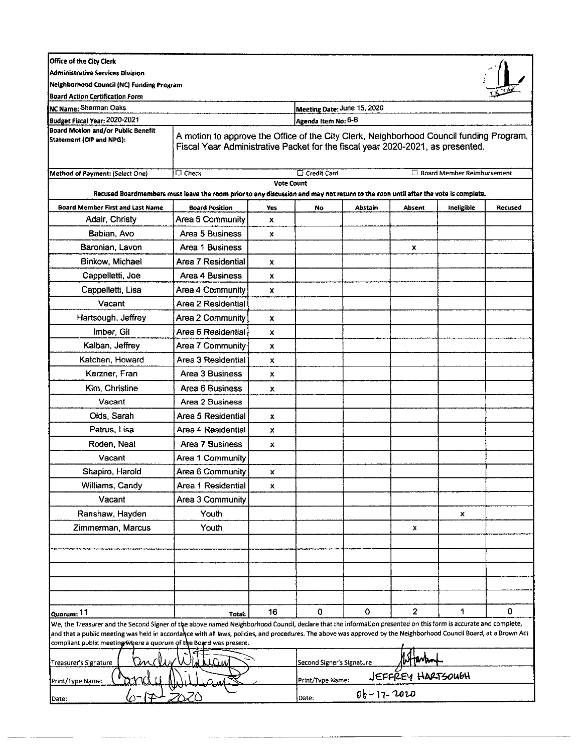**Office of the City Clerk**
**Administrative Services Division**
**Neighborhood Council (NC) Funding Program**
**Board Action Certification Form**

| | | | |
|---|---|---|---|
| **NC Name:** Sherman Oaks | | **Meeting Date:** June 15, 2020 | |
| **Budget Fiscal Year:** 2020-2021 | | **Agenda Item No:** 6-B | |

**Board Motion and/or Public Benefit Statement (CIP and NPG):**

A motion to approve the Office of the City Clerk, Neighborhood Council funding Program, Fiscal Year Administrative Packet for the fiscal year 2020-2021, as presented.

**Method of Payment: (Select One)** ☐ Check ☐ Credit Card ☐ Board Member Reimbursement

**Vote Count**

**Recused Boardmembers must leave the room prior to any discussion and may not return to the roon until after the vote is complete.**

| Board Member First and Last Name | Board Position | Yes | No | Abstain | Absent | Ineligible | Recused |
|---|---|---|---|---|---|---|---|
| Adair, Christy | Area 5 Community | x | | | | | |
| Babian, Avo | Area 5 Business | x | | | | | |
| Baronian, Lavon | Area 1 Business | | | | x | | |
| Binkow, Michael | Area 7 Residential | x | | | | | |
| Cappelletti, Joe | Area 4 Business | x | | | | | |
| Cappelletti, Lisa | Area 4 Community | x | | | | | |
| Vacant | Area 2 Residential | | | | | | |
| Hartsough, Jeffrey | Area 2 Community | x | | | | | |
| Imber, Gil | Area 6 Residential | x | | | | | |
| Kalban, Jeffrey | Area 7 Community | x | | | | | |
| Katchen, Howard | Area 3 Residential | x | | | | | |
| Kerzner, Fran | Area 3 Business | x | | | | | |
| Kim, Christine | Area 6 Business | x | | | | | |
| Vacant | Area 2 Business | | | | | | |
| Olds, Sarah | Area 5 Residential | x | | | | | |
| Petrus, Lisa | Area 4 Residential | x | | | | | |
| Roden, Neal | Area 7 Business | x | | | | | |
| Vacant | Area 1 Community | | | | | | |
| Shapiro, Harold | Area 6 Community | x | | | | | |
| Williams, Candy | Area 1 Residential | x | | | | | |
| Vacant | Area 3 Community | | | | | | |
| Ranshaw, Hayden | Youth | | | | | x | |
| Zimmerman, Marcus | Youth | | | | x | | |
| **Quorum:** 11 | **Total:** | 16 | 0 | 0 | 2 | 1 | 0 |

We, the Treasurer and the Second Signer of the above named Neighborhood Council, declare that the information presented on this form is accurate and complete, and that a public meeting was held in accordance with all laws, policies, and procedures. The above was approved by the Neighborhood Council Board, at a Brown Act compliant public meeting where a quorum of the Board was present.

| | | | |
|---|---|---|---|
| Treasurer's Signature | Candy Williams | Second Signer's Signature | J Hartsough |
| Print/Type Name: | Candy Williams | Print/Type Name: | JEFFREY HARTSOUGH |
| Date: | 6-17-2020 | Date: | 06-17-2020 |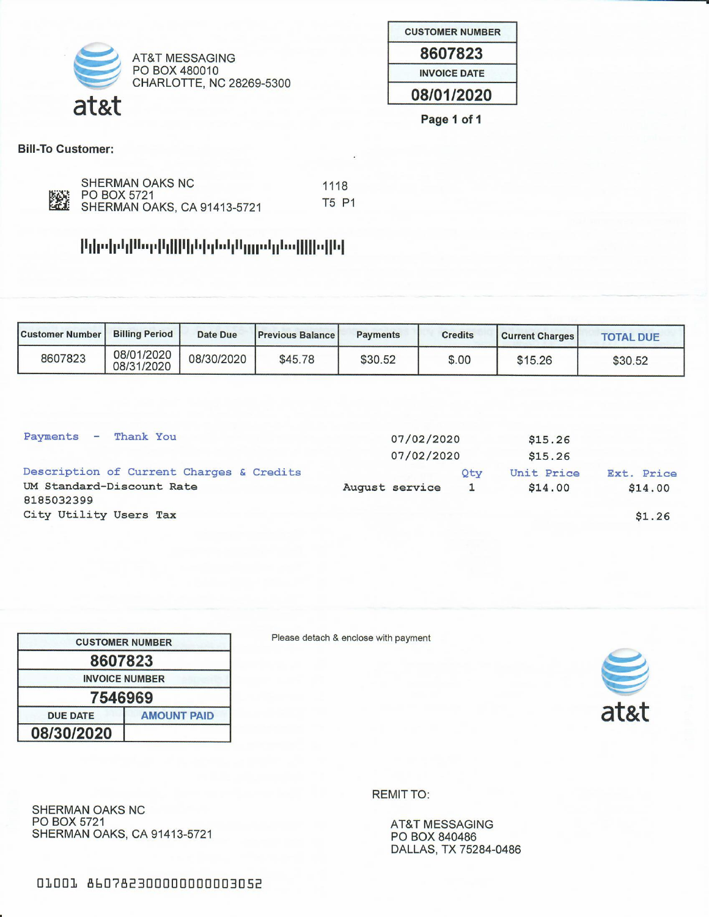AT&T MESSAGING
PO BOX 480010
CHARLOTTE, NC 28269-5300

at&t

| CUSTOMER NUMBER |
| --- |
| 8607823 |
| INVOICE DATE |
| 08/01/2020 |

Page 1 of 1

**Bill-To Customer:**

SHERMAN OAKS NC
PO BOX 5721
SHERMAN OAKS, CA 91413-5721

1118
T5 P1

| Customer Number | Billing Period | Date Due | Previous Balance | Payments | Credits | Current Charges | TOTAL DUE |
| --- | --- | --- | --- | --- | --- | --- | --- |
| 8607823 | 08/01/2020 08/31/2020 | 08/30/2020 | $45.78 | $30.52 | $.00 | $15.26 | $30.52 |

| Payments - Thank You | | 07/02/2020 | | $15.26 | |
| --- | --- | --- | --- | --- | --- |
| | | 07/02/2020 | | $15.26 | |
| **Description of Current Charges & Credits** | | | **Qty** | **Unit Price** | **Ext. Price** |
| UM Standard-Discount Rate 8185032399 | August service | | 1 | $14.00 | $14.00 |
| City Utility Users Tax | | | | | $1.26 |

| CUSTOMER NUMBER | |
| --- | --- |
| 8607823 | |
| INVOICE NUMBER | |
| 7546969 | |
| DUE DATE | AMOUNT PAID |
| 08/30/2020 | |

Please detach & enclose with payment

at&t

SHERMAN OAKS NC
PO BOX 5721
SHERMAN OAKS, CA 91413-5721

REMIT TO:

AT&T MESSAGING
PO BOX 840486
DALLAS, TX 75284-0486

01001 86078230000000000003052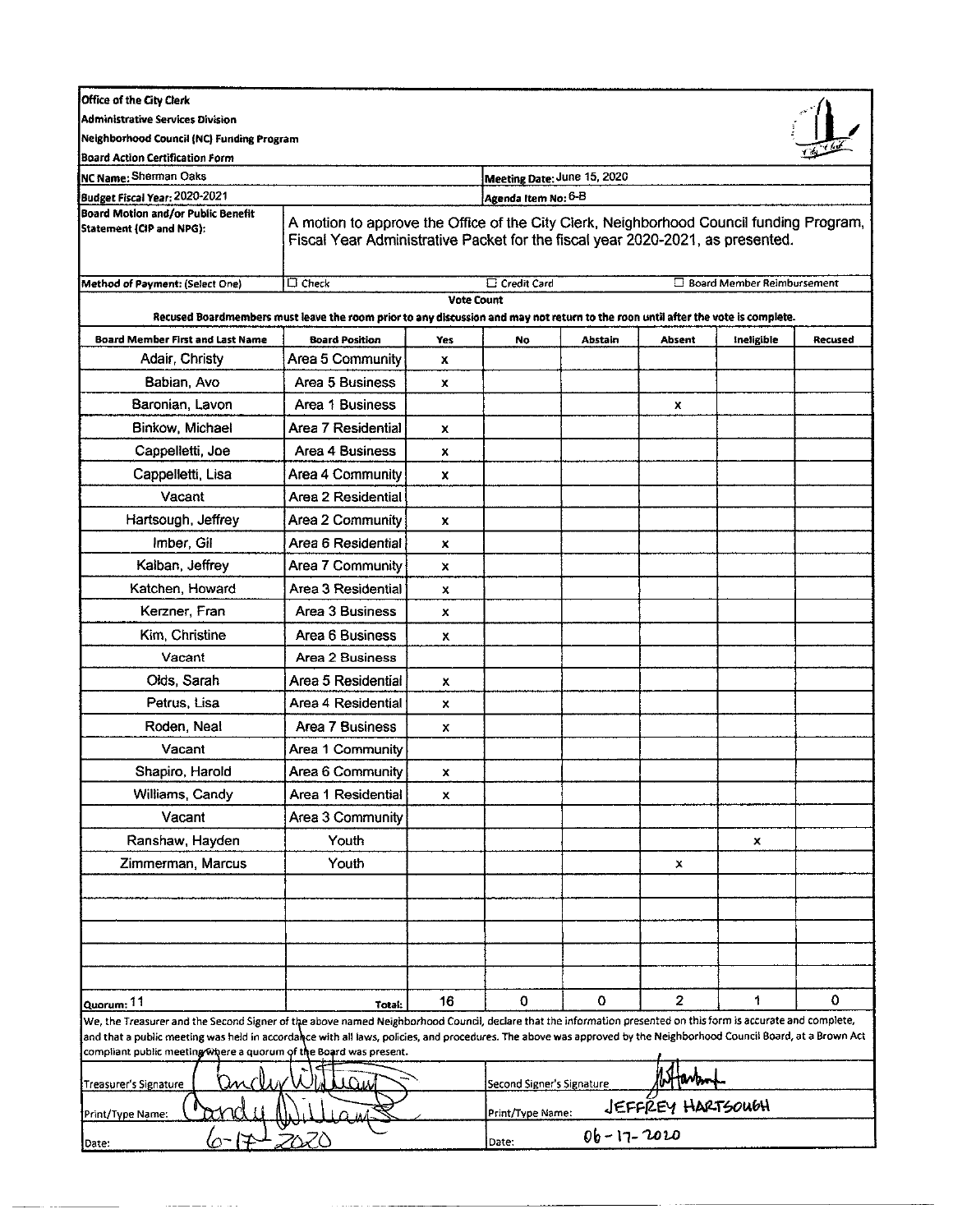**Office of the City Clerk**
**Administrative Services Division**
**Neighborhood Council (NC) Funding Program**
**Board Action Certification Form**

| | | | |
|---|---|---|---|
| **NC Name:** Sherman Oaks | | **Meeting Date:** June 15, 2020 | |
| **Budget Fiscal Year:** 2020-2021 | | **Agenda Item No:** 6-B | |
| **Board Motion and/or Public Benefit Statement (CIP and NPG):** | A motion to approve the Office of the City Clerk, Neighborhood Council funding Program, Fiscal Year Administrative Packet for the fiscal year 2020-2021, as presented. | | |
| **Method of Payment: (Select One)** | ☐ Check | ☐ Credit Card | ☐ Board Member Reimbursement |

**Vote Count**

**Recused Boardmembers must leave the room prior to any discussion and may not return to the roon until after the vote is complete.**

| Board Member First and Last Name | Board Position | Yes | No | Abstain | Absent | Ineligible | Recused |
|---|---|---|---|---|---|---|---|
| Adair, Christy | Area 5 Community | x | | | | | |
| Babian, Avo | Area 5 Business | x | | | | | |
| Baronian, Lavon | Area 1 Business | | | | x | | |
| Binkow, Michael | Area 7 Residential | x | | | | | |
| Cappelletti, Joe | Area 4 Business | x | | | | | |
| Cappelletti, Lisa | Area 4 Community | x | | | | | |
| Vacant | Area 2 Residential | | | | | | |
| Hartsough, Jeffrey | Area 2 Community | x | | | | | |
| Imber, Gil | Area 6 Residential | x | | | | | |
| Kalban, Jeffrey | Area 7 Community | x | | | | | |
| Katchen, Howard | Area 3 Residential | x | | | | | |
| Kerzner, Fran | Area 3 Business | x | | | | | |
| Kim, Christine | Area 6 Business | x | | | | | |
| Vacant | Area 2 Business | | | | | | |
| Olds, Sarah | Area 5 Residential | x | | | | | |
| Petrus, Lisa | Area 4 Residential | x | | | | | |
| Roden, Neal | Area 7 Business | x | | | | | |
| Vacant | Area 1 Community | | | | | | |
| Shapiro, Harold | Area 6 Community | x | | | | | |
| Williams, Candy | Area 1 Residential | x | | | | | |
| Vacant | Area 3 Community | | | | | | |
| Ranshaw, Hayden | Youth | | | | | x | |
| Zimmerman, Marcus | Youth | | | | x | | |
| | | | | | | | |
| | | | | | | | |
| | | | | | | | |
| | | | | | | | |
| | | | | | | | |
| **Quorum:** 11 | **Total:** | 16 | 0 | 0 | 2 | 1 | 0 |

We, the Treasurer and the Second Signer of the above named Neighborhood Council, declare that the information presented on this form is accurate and complete, and that a public meeting was held in accordance with all laws, policies, and procedures. The above was approved by the Neighborhood Council Board, at a Brown Act compliant public meeting where a quorum of the Board was present.

| | | | |
|---|---|---|---|
| Treasurer's Signature | Candy Williams | Second Signer's Signature | J Hartsough |
| Print/Type Name: | Candy Williams | Print/Type Name: | JEFFREY HARTSOUGH |
| Date: | 6-17-2020 | Date: | 06-17-2020 |